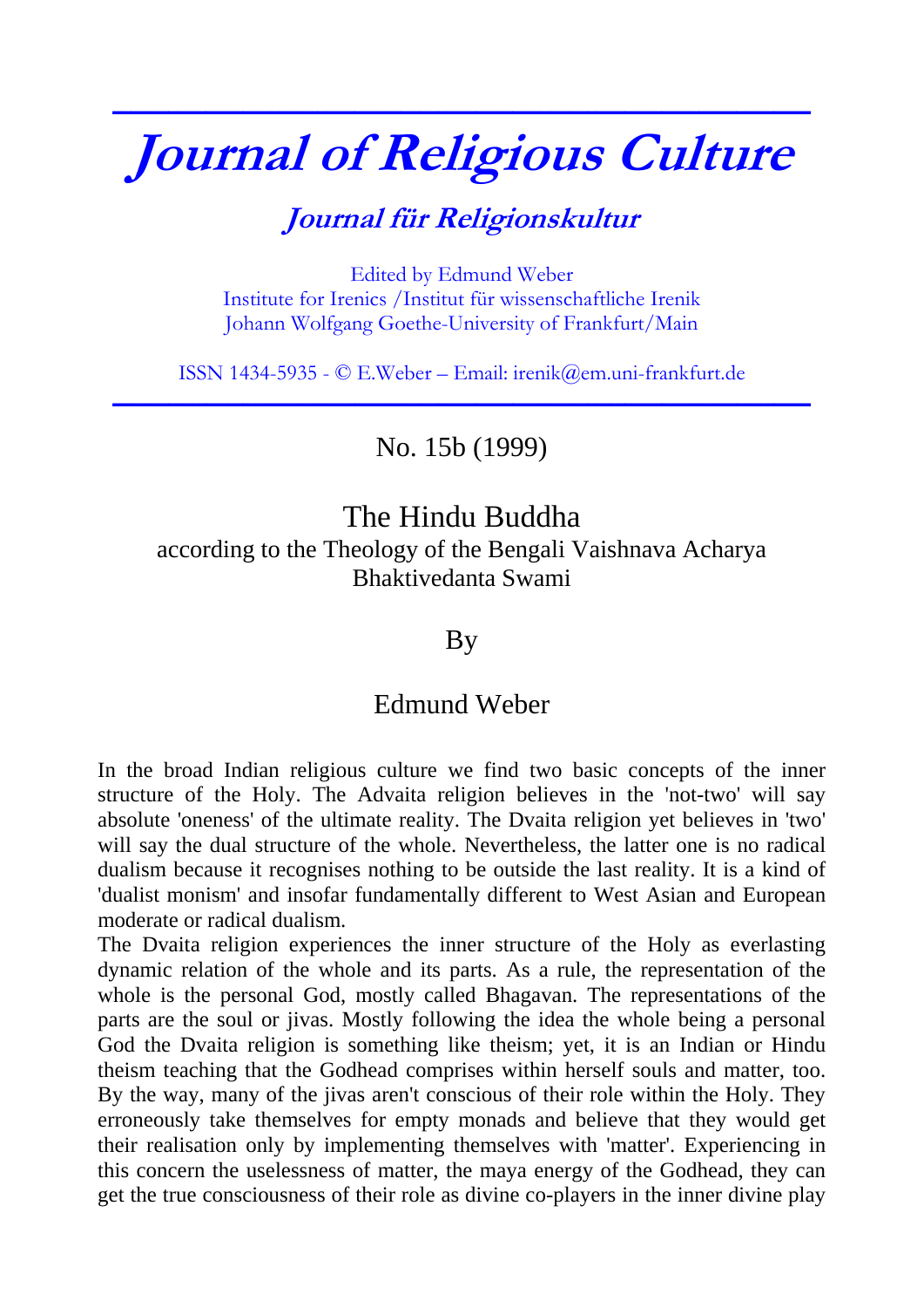# Journal of Religious Culture

## Journal für Religionskultur

Edited by Edmund Weber
Institute for Irenics /Institut für wissenschaftliche Irenik
Johann Wolfgang Goethe-University of Frankfurt/Main

ISSN 1434-5935 - © E.Weber – Email: irenik@em.uni-frankfurt.de

No. 15b (1999)

# The Hindu Buddha

according to the Theology of the Bengali Vaishnava Acharya Bhaktivedanta Swami

By

Edmund Weber

In the broad Indian religious culture we find two basic concepts of the inner structure of the Holy. The Advaita religion believes in the 'not-two' will say absolute 'oneness' of the ultimate reality. The Dvaita religion yet believes in 'two' will say the dual structure of the whole. Nevertheless, the latter one is no radical dualism because it recognises nothing to be outside the last reality. It is a kind of 'dualist monism' and insofar fundamentally different to West Asian and European moderate or radical dualism.

The Dvaita religion experiences the inner structure of the Holy as everlasting dynamic relation of the whole and its parts. As a rule, the representation of the whole is the personal God, mostly called Bhagavan. The representations of the parts are the soul or jivas. Mostly following the idea the whole being a personal God the Dvaita religion is something like theism; yet, it is an Indian or Hindu theism teaching that the Godhead comprises within herself souls and matter, too. By the way, many of the jivas aren't conscious of their role within the Holy. They erroneously take themselves for empty monads and believe that they would get their realisation only by implementing themselves with 'matter'. Experiencing in this concern the uselessness of matter, the maya energy of the Godhead, they can get the true consciousness of their role as divine co-players in the inner divine play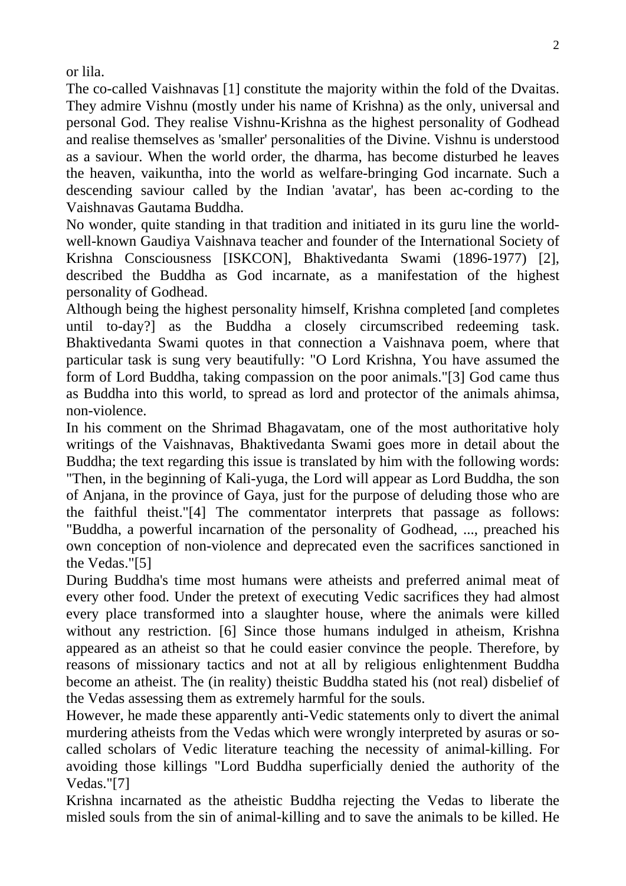or lila.

The co-called Vaishnavas [1] constitute the majority within the fold of the Dvaitas. They admire Vishnu (mostly under his name of Krishna) as the only, universal and personal God. They realise Vishnu-Krishna as the highest personality of Godhead and realise themselves as 'smaller' personalities of the Divine. Vishnu is understood as a saviour. When the world order, the dharma, has become disturbed he leaves the heaven, vaikuntha, into the world as welfare-bringing God incarnate. Such a descending saviour called by the Indian 'avatar', has been ac-cording to the Vaishnavas Gautama Buddha.

No wonder, quite standing in that tradition and initiated in its guru line the world-well-known Gaudiya Vaishnava teacher and founder of the International Society of Krishna Consciousness [ISKCON], Bhaktivedanta Swami (1896-1977) [2], described the Buddha as God incarnate, as a manifestation of the highest personality of Godhead.

Although being the highest personality himself, Krishna completed [and completes until to-day?] as the Buddha a closely circumscribed redeeming task. Bhaktivedanta Swami quotes in that connection a Vaishnava poem, where that particular task is sung very beautifully: "O Lord Krishna, You have assumed the form of Lord Buddha, taking compassion on the poor animals."[3] God came thus as Buddha into this world, to spread as lord and protector of the animals ahimsa, non-violence.

In his comment on the Shrimad Bhagavatam, one of the most authoritative holy writings of the Vaishnavas, Bhaktivedanta Swami goes more in detail about the Buddha; the text regarding this issue is translated by him with the following words: "Then, in the beginning of Kali-yuga, the Lord will appear as Lord Buddha, the son of Anjana, in the province of Gaya, just for the purpose of deluding those who are the faithful theist."[4] The commentator interprets that passage as follows: "Buddha, a powerful incarnation of the personality of Godhead, ..., preached his own conception of non-violence and deprecated even the sacrifices sanctioned in the Vedas."[5]

During Buddha's time most humans were atheists and preferred animal meat of every other food. Under the pretext of executing Vedic sacrifices they had almost every place transformed into a slaughter house, where the animals were killed without any restriction. [6] Since those humans indulged in atheism, Krishna appeared as an atheist so that he could easier convince the people. Therefore, by reasons of missionary tactics and not at all by religious enlightenment Buddha become an atheist. The (in reality) theistic Buddha stated his (not real) disbelief of the Vedas assessing them as extremely harmful for the souls.

However, he made these apparently anti-Vedic statements only to divert the animal murdering atheists from the Vedas which were wrongly interpreted by asuras or so-called scholars of Vedic literature teaching the necessity of animal-killing. For avoiding those killings "Lord Buddha superficially denied the authority of the Vedas."[7]

Krishna incarnated as the atheistic Buddha rejecting the Vedas to liberate the misled souls from the sin of animal-killing and to save the animals to be killed. He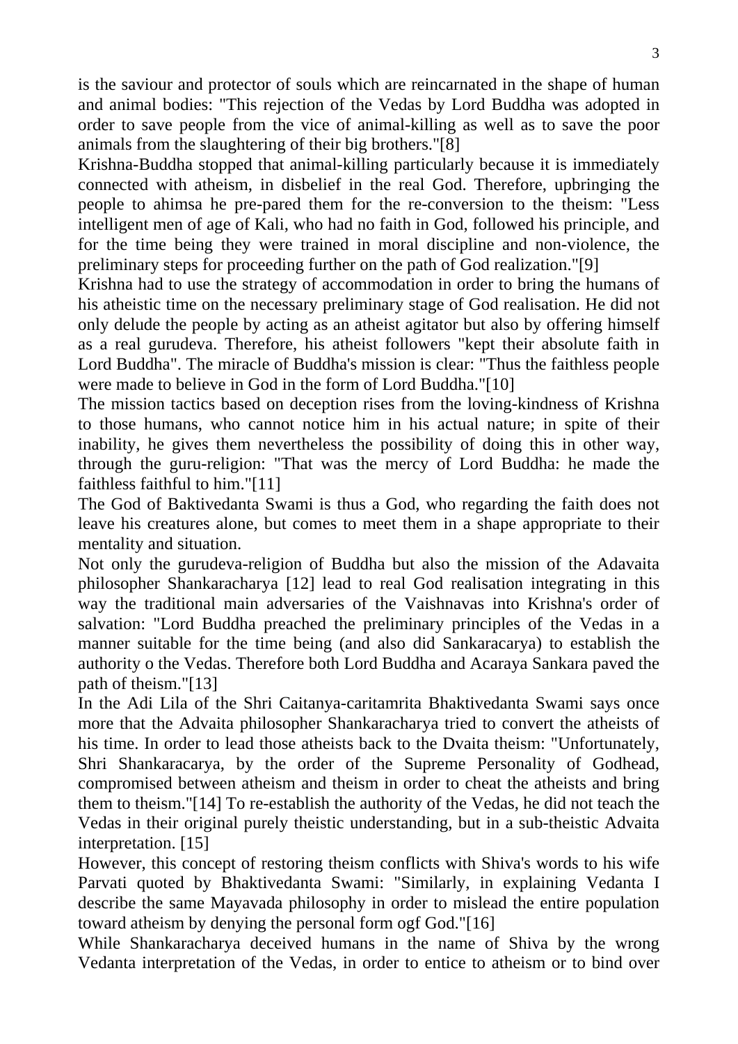is the saviour and protector of souls which are reincarnated in the shape of human and animal bodies: "This rejection of the Vedas by Lord Buddha was adopted in order to save people from the vice of animal-killing as well as to save the poor animals from the slaughtering of their big brothers."[8]

Krishna-Buddha stopped that animal-killing particularly because it is immediately connected with atheism, in disbelief in the real God. Therefore, upbringing the people to ahimsa he pre-pared them for the re-conversion to the theism: "Less intelligent men of age of Kali, who had no faith in God, followed his principle, and for the time being they were trained in moral discipline and non-violence, the preliminary steps for proceeding further on the path of God realization."[9]

Krishna had to use the strategy of accommodation in order to bring the humans of his atheistic time on the necessary preliminary stage of God realisation. He did not only delude the people by acting as an atheist agitator but also by offering himself as a real gurudeva. Therefore, his atheist followers "kept their absolute faith in Lord Buddha". The miracle of Buddha's mission is clear: "Thus the faithless people were made to believe in God in the form of Lord Buddha."[10]

The mission tactics based on deception rises from the loving-kindness of Krishna to those humans, who cannot notice him in his actual nature; in spite of their inability, he gives them nevertheless the possibility of doing this in other way, through the guru-religion: "That was the mercy of Lord Buddha: he made the faithless faithful to him."[11]

The God of Baktivedanta Swami is thus a God, who regarding the faith does not leave his creatures alone, but comes to meet them in a shape appropriate to their mentality and situation.

Not only the gurudeva-religion of Buddha but also the mission of the Adavaita philosopher Shankaracharya [12] lead to real God realisation integrating in this way the traditional main adversaries of the Vaishnavas into Krishna's order of salvation: "Lord Buddha preached the preliminary principles of the Vedas in a manner suitable for the time being (and also did Sankaracarya) to establish the authority o the Vedas. Therefore both Lord Buddha and Acaraya Sankara paved the path of theism."[13]

In the Adi Lila of the Shri Caitanya-caritamrita Bhaktivedanta Swami says once more that the Advaita philosopher Shankaracharya tried to convert the atheists of his time. In order to lead those atheists back to the Dvaita theism: "Unfortunately, Shri Shankaracarya, by the order of the Supreme Personality of Godhead, compromised between atheism and theism in order to cheat the atheists and bring them to theism."[14] To re-establish the authority of the Vedas, he did not teach the Vedas in their original purely theistic understanding, but in a sub-theistic Advaita interpretation. [15]

However, this concept of restoring theism conflicts with Shiva's words to his wife Parvati quoted by Bhaktivedanta Swami: "Similarly, in explaining Vedanta I describe the same Mayavada philosophy in order to mislead the entire population toward atheism by denying the personal form ogf God."[16]

While Shankaracharya deceived humans in the name of Shiva by the wrong Vedanta interpretation of the Vedas, in order to entice to atheism or to bind over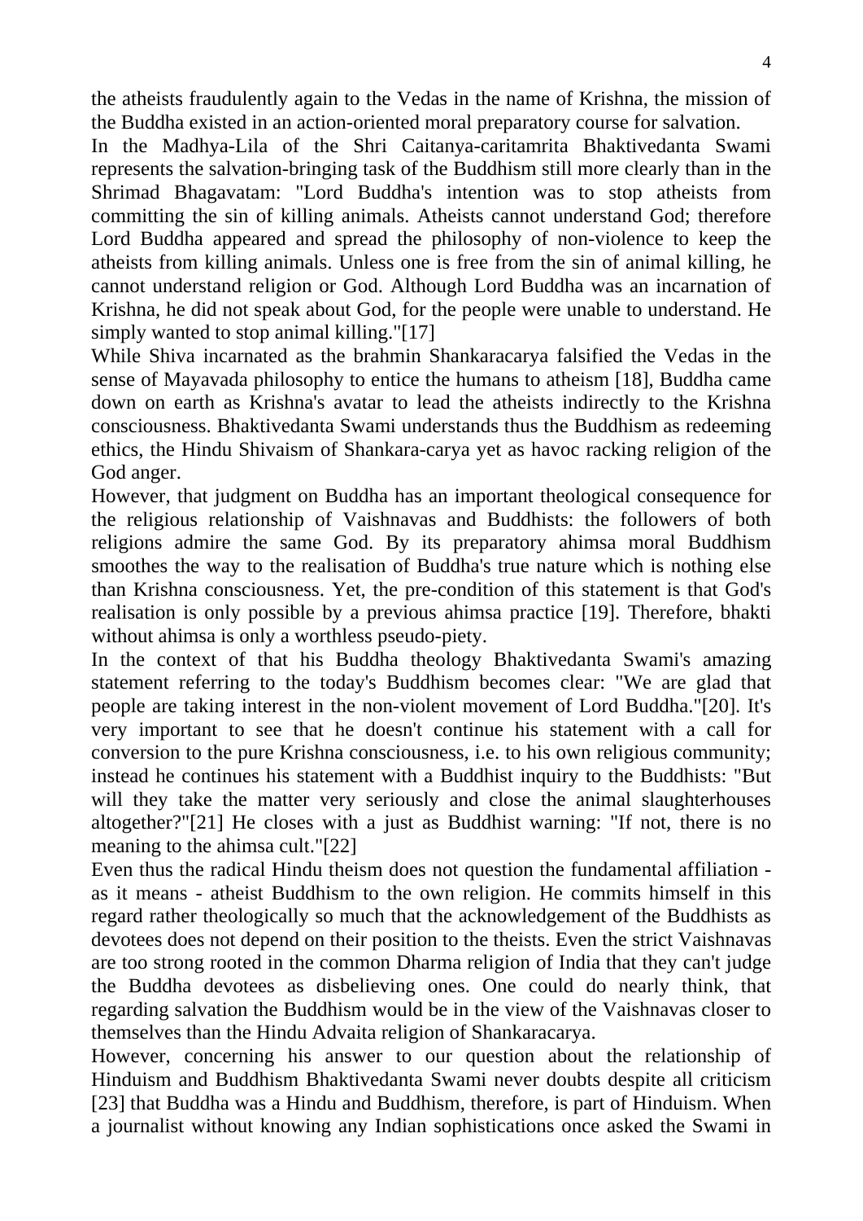the atheists fraudulently again to the Vedas in the name of Krishna, the mission of the Buddha existed in an action-oriented moral preparatory course for salvation.

In the Madhya-Lila of the Shri Caitanya-caritamrita Bhaktivedanta Swami represents the salvation-bringing task of the Buddhism still more clearly than in the Shrimad Bhagavatam: "Lord Buddha's intention was to stop atheists from committing the sin of killing animals. Atheists cannot understand God; therefore Lord Buddha appeared and spread the philosophy of non-violence to keep the atheists from killing animals. Unless one is free from the sin of animal killing, he cannot understand religion or God. Although Lord Buddha was an incarnation of Krishna, he did not speak about God, for the people were unable to understand. He simply wanted to stop animal killing."[17]

While Shiva incarnated as the brahmin Shankaracarya falsified the Vedas in the sense of Mayavada philosophy to entice the humans to atheism [18], Buddha came down on earth as Krishna's avatar to lead the atheists indirectly to the Krishna consciousness. Bhaktivedanta Swami understands thus the Buddhism as redeeming ethics, the Hindu Shivaism of Shankara-carya yet as havoc racking religion of the God anger.

However, that judgment on Buddha has an important theological consequence for the religious relationship of Vaishnavas and Buddhists: the followers of both religions admire the same God. By its preparatory ahimsa moral Buddhism smoothes the way to the realisation of Buddha's true nature which is nothing else than Krishna consciousness. Yet, the pre-condition of this statement is that God's realisation is only possible by a previous ahimsa practice [19]. Therefore, bhakti without ahimsa is only a worthless pseudo-piety.

In the context of that his Buddha theology Bhaktivedanta Swami's amazing statement referring to the today's Buddhism becomes clear: "We are glad that people are taking interest in the non-violent movement of Lord Buddha."[20]. It's very important to see that he doesn't continue his statement with a call for conversion to the pure Krishna consciousness, i.e. to his own religious community; instead he continues his statement with a Buddhist inquiry to the Buddhists: "But will they take the matter very seriously and close the animal slaughterhouses altogether?"[21] He closes with a just as Buddhist warning: "If not, there is no meaning to the ahimsa cult."[22]

Even thus the radical Hindu theism does not question the fundamental affiliation - as it means - atheist Buddhism to the own religion. He commits himself in this regard rather theologically so much that the acknowledgement of the Buddhists as devotees does not depend on their position to the theists. Even the strict Vaishnavas are too strong rooted in the common Dharma religion of India that they can't judge the Buddha devotees as disbelieving ones. One could do nearly think, that regarding salvation the Buddhism would be in the view of the Vaishnavas closer to themselves than the Hindu Advaita religion of Shankaracarya.

However, concerning his answer to our question about the relationship of Hinduism and Buddhism Bhaktivedanta Swami never doubts despite all criticism [23] that Buddha was a Hindu and Buddhism, therefore, is part of Hinduism. When a journalist without knowing any Indian sophistications once asked the Swami in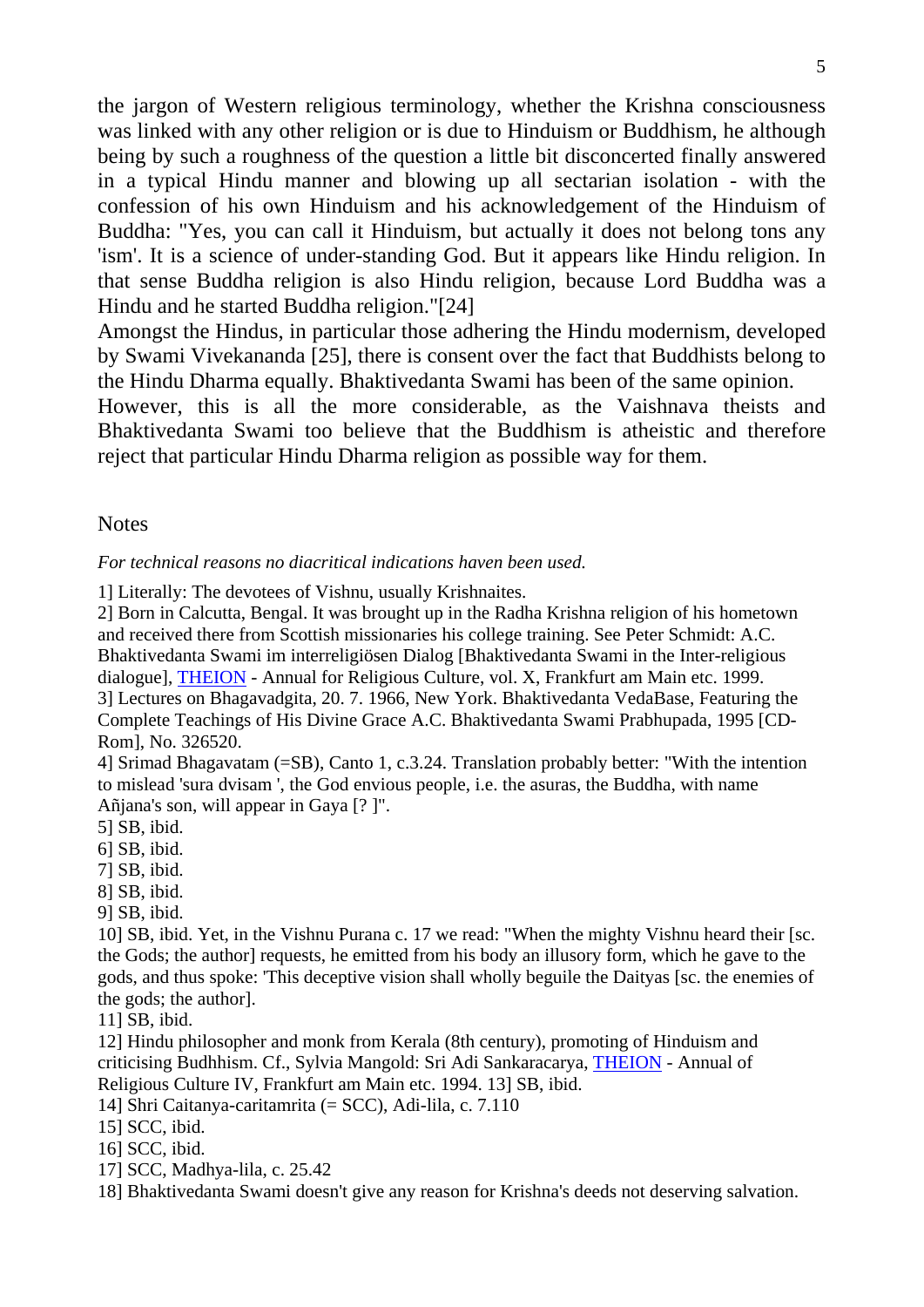the jargon of Western religious terminology, whether the Krishna consciousness was linked with any other religion or is due to Hinduism or Buddhism, he although being by such a roughness of the question a little bit disconcerted finally answered in a typical Hindu manner and blowing up all sectarian isolation - with the confession of his own Hinduism and his acknowledgement of the Hinduism of Buddha: "Yes, you can call it Hinduism, but actually it does not belong tons any 'ism'. It is a science of under-standing God. But it appears like Hindu religion. In that sense Buddha religion is also Hindu religion, because Lord Buddha was a Hindu and he started Buddha religion."[24]

Amongst the Hindus, in particular those adhering the Hindu modernism, developed by Swami Vivekananda [25], there is consent over the fact that Buddhists belong to the Hindu Dharma equally. Bhaktivedanta Swami has been of the same opinion.

However, this is all the more considerable, as the Vaishnava theists and Bhaktivedanta Swami too believe that the Buddhism is atheistic and therefore reject that particular Hindu Dharma religion as possible way for them.

## Notes

*For technical reasons no diacritical indications haven been used.*

1] Literally: The devotees of Vishnu, usually Krishnaites.

2] Born in Calcutta, Bengal. It was brought up in the Radha Krishna religion of his hometown and received there from Scottish missionaries his college training. See Peter Schmidt: A.C. Bhaktivedanta Swami im interreligiösen Dialog [Bhaktivedanta Swami in the Inter-religious dialogue], THEION - Annual for Religious Culture, vol. X, Frankfurt am Main etc. 1999.

3] Lectures on Bhagavadgita, 20. 7. 1966, New York. Bhaktivedanta VedaBase, Featuring the Complete Teachings of His Divine Grace A.C. Bhaktivedanta Swami Prabhupada, 1995 [CD-Rom], No. 326520.

4] Srimad Bhagavatam (=SB), Canto 1, c.3.24. Translation probably better: "With the intention to mislead 'sura dvisam ', the God envious people, i.e. the asuras, the Buddha, with name Añjana's son, will appear in Gaya [? ]".

5] SB, ibid.

6] SB, ibid.

7] SB, ibid.

8] SB, ibid.

9] SB, ibid.

10] SB, ibid. Yet, in the Vishnu Purana c. 17 we read: "When the mighty Vishnu heard their [sc. the Gods; the author] requests, he emitted from his body an illusory form, which he gave to the gods, and thus spoke: 'This deceptive vision shall wholly beguile the Daityas [sc. the enemies of the gods; the author].

11] SB, ibid.

12] Hindu philosopher and monk from Kerala (8th century), promoting of Hinduism and criticising Budhhism. Cf., Sylvia Mangold: Sri Adi Sankaracarya, THEION - Annual of Religious Culture IV, Frankfurt am Main etc. 1994. 13] SB, ibid.

14] Shri Caitanya-caritamrita (= SCC), Adi-lila, c. 7.110

15] SCC, ibid.

16] SCC, ibid.

17] SCC, Madhya-lila, c. 25.42

18] Bhaktivedanta Swami doesn't give any reason for Krishna's deeds not deserving salvation.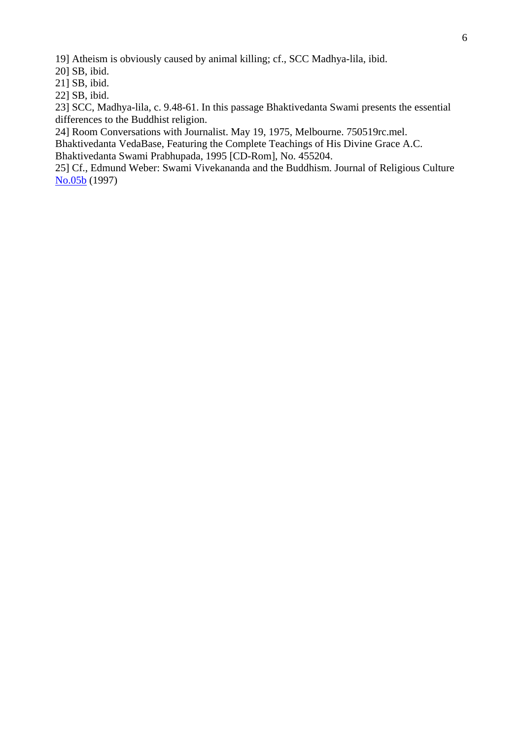19] Atheism is obviously caused by animal killing; cf., SCC Madhya-lila, ibid.
20] SB, ibid.
21] SB, ibid.
22] SB, ibid.
23] SCC, Madhya-lila, c. 9.48-61. In this passage Bhaktivedanta Swami presents the essential differences to the Buddhist religion.
24] Room Conversations with Journalist. May 19, 1975, Melbourne. 750519rc.mel. Bhaktivedanta VedaBase, Featuring the Complete Teachings of His Divine Grace A.C. Bhaktivedanta Swami Prabhupada, 1995 [CD-Rom], No. 455204.
25] Cf., Edmund Weber: Swami Vivekananda and the Buddhism. Journal of Religious Culture No.05b (1997)